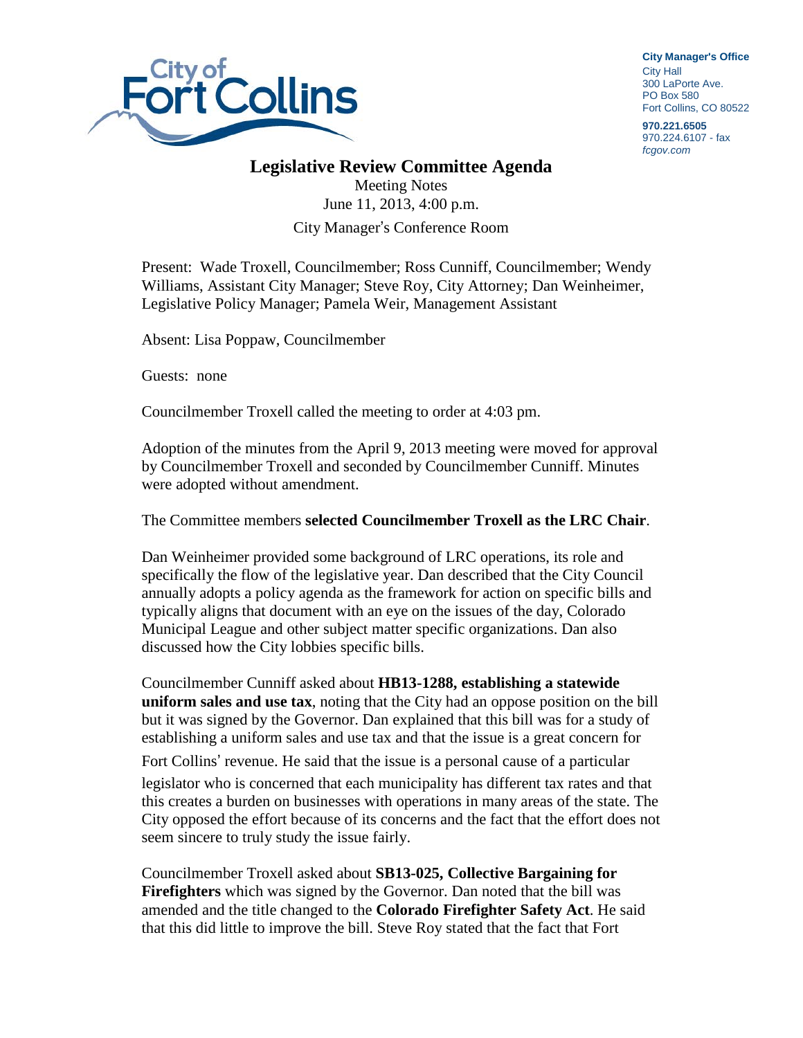City of Fort Collins

**City Manager's Office**
City Hall
300 LaPorte Ave.
PO Box 580
Fort Collins, CO 80522

**970.221.6505**
970.224.6107 - fax
*fcgov.com*

# Legislative Review Committee Agenda

Meeting Notes
June 11, 2013, 4:00 p.m.
City Manager's Conference Room

Present: Wade Troxell, Councilmember; Ross Cunniff, Councilmember; Wendy Williams, Assistant City Manager; Steve Roy, City Attorney; Dan Weinheimer, Legislative Policy Manager; Pamela Weir, Management Assistant

Absent: Lisa Poppaw, Councilmember

Guests: none

Councilmember Troxell called the meeting to order at 4:03 pm.

Adoption of the minutes from the April 9, 2013 meeting were moved for approval by Councilmember Troxell and seconded by Councilmember Cunniff. Minutes were adopted without amendment.

The Committee members **selected Councilmember Troxell as the LRC Chair**.

Dan Weinheimer provided some background of LRC operations, its role and specifically the flow of the legislative year. Dan described that the City Council annually adopts a policy agenda as the framework for action on specific bills and typically aligns that document with an eye on the issues of the day, Colorado Municipal League and other subject matter specific organizations. Dan also discussed how the City lobbies specific bills.

Councilmember Cunniff asked about **HB13-1288, establishing a statewide uniform sales and use tax**, noting that the City had an oppose position on the bill but it was signed by the Governor. Dan explained that this bill was for a study of establishing a uniform sales and use tax and that the issue is a great concern for Fort Collins' revenue. He said that the issue is a personal cause of a particular legislator who is concerned that each municipality has different tax rates and that this creates a burden on businesses with operations in many areas of the state. The City opposed the effort because of its concerns and the fact that the effort does not seem sincere to truly study the issue fairly.

Councilmember Troxell asked about **SB13-025, Collective Bargaining for Firefighters** which was signed by the Governor. Dan noted that the bill was amended and the title changed to the **Colorado Firefighter Safety Act**. He said that this did little to improve the bill. Steve Roy stated that the fact that Fort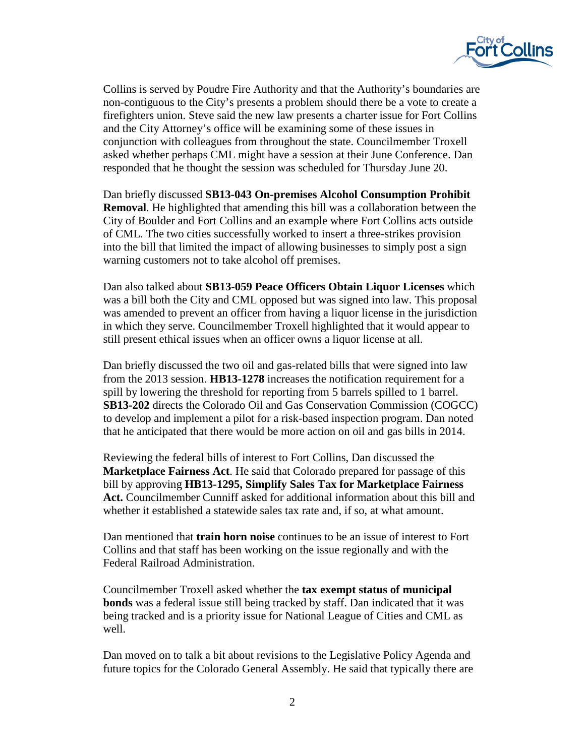Collins is served by Poudre Fire Authority and that the Authority's boundaries are non-contiguous to the City's presents a problem should there be a vote to create a firefighters union. Steve said the new law presents a charter issue for Fort Collins and the City Attorney's office will be examining some of these issues in conjunction with colleagues from throughout the state. Councilmember Troxell asked whether perhaps CML might have a session at their June Conference. Dan responded that he thought the session was scheduled for Thursday June 20.

Dan briefly discussed **SB13-043 On-premises Alcohol Consumption Prohibit Removal**. He highlighted that amending this bill was a collaboration between the City of Boulder and Fort Collins and an example where Fort Collins acts outside of CML. The two cities successfully worked to insert a three-strikes provision into the bill that limited the impact of allowing businesses to simply post a sign warning customers not to take alcohol off premises.

Dan also talked about **SB13-059 Peace Officers Obtain Liquor Licenses** which was a bill both the City and CML opposed but was signed into law. This proposal was amended to prevent an officer from having a liquor license in the jurisdiction in which they serve. Councilmember Troxell highlighted that it would appear to still present ethical issues when an officer owns a liquor license at all.

Dan briefly discussed the two oil and gas-related bills that were signed into law from the 2013 session. **HB13-1278** increases the notification requirement for a spill by lowering the threshold for reporting from 5 barrels spilled to 1 barrel. **SB13-202** directs the Colorado Oil and Gas Conservation Commission (COGCC) to develop and implement a pilot for a risk-based inspection program. Dan noted that he anticipated that there would be more action on oil and gas bills in 2014.

Reviewing the federal bills of interest to Fort Collins, Dan discussed the **Marketplace Fairness Act**. He said that Colorado prepared for passage of this bill by approving **HB13-1295, Simplify Sales Tax for Marketplace Fairness Act.** Councilmember Cunniff asked for additional information about this bill and whether it established a statewide sales tax rate and, if so, at what amount.

Dan mentioned that **train horn noise** continues to be an issue of interest to Fort Collins and that staff has been working on the issue regionally and with the Federal Railroad Administration.

Councilmember Troxell asked whether the **tax exempt status of municipal bonds** was a federal issue still being tracked by staff. Dan indicated that it was being tracked and is a priority issue for National League of Cities and CML as well.

Dan moved on to talk a bit about revisions to the Legislative Policy Agenda and future topics for the Colorado General Assembly. He said that typically there are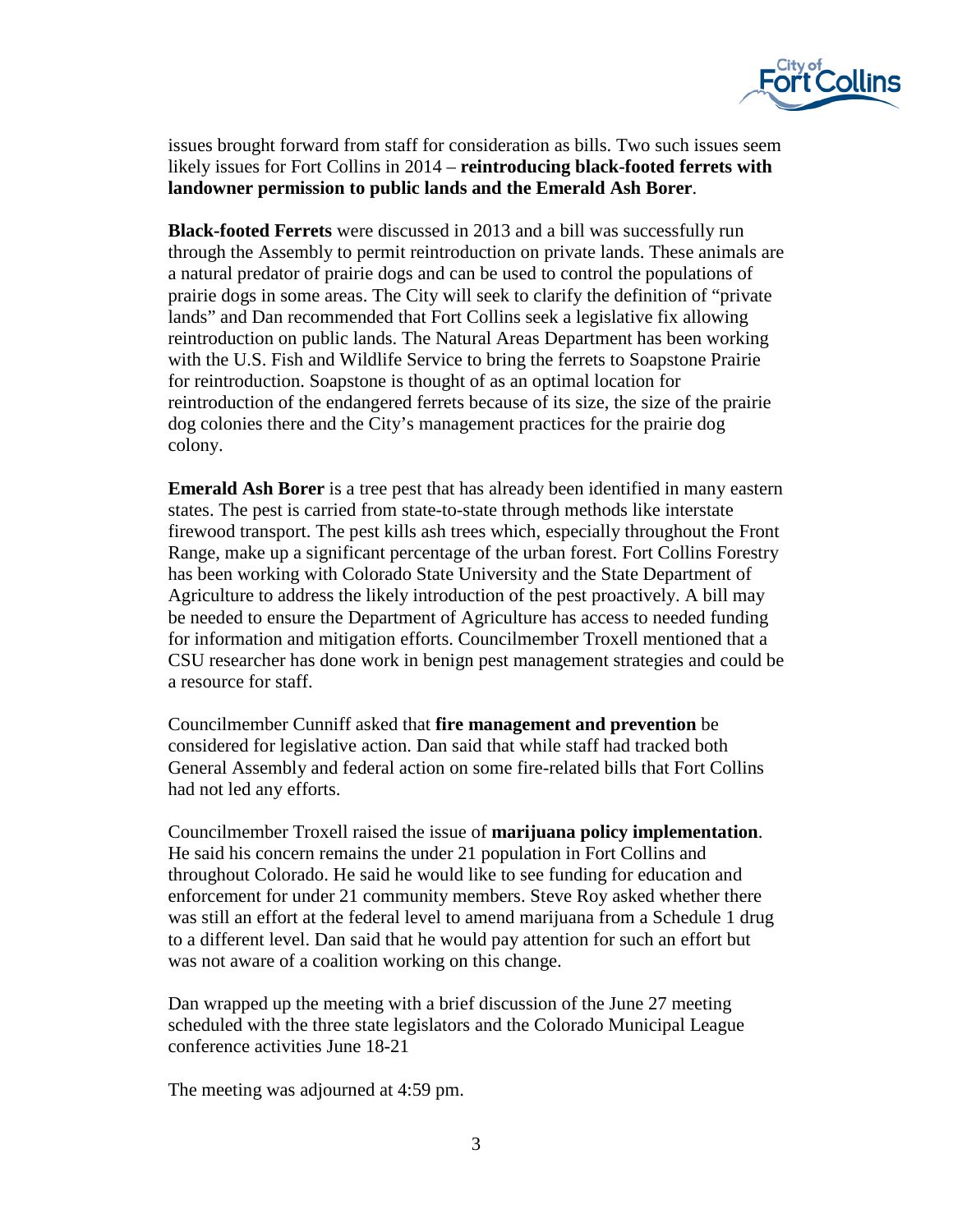issues brought forward from staff for consideration as bills. Two such issues seem likely issues for Fort Collins in 2014 – **reintroducing black-footed ferrets with landowner permission to public lands and the Emerald Ash Borer**.

**Black-footed Ferrets** were discussed in 2013 and a bill was successfully run through the Assembly to permit reintroduction on private lands. These animals are a natural predator of prairie dogs and can be used to control the populations of prairie dogs in some areas. The City will seek to clarify the definition of "private lands" and Dan recommended that Fort Collins seek a legislative fix allowing reintroduction on public lands. The Natural Areas Department has been working with the U.S. Fish and Wildlife Service to bring the ferrets to Soapstone Prairie for reintroduction. Soapstone is thought of as an optimal location for reintroduction of the endangered ferrets because of its size, the size of the prairie dog colonies there and the City's management practices for the prairie dog colony.

**Emerald Ash Borer** is a tree pest that has already been identified in many eastern states. The pest is carried from state-to-state through methods like interstate firewood transport. The pest kills ash trees which, especially throughout the Front Range, make up a significant percentage of the urban forest. Fort Collins Forestry has been working with Colorado State University and the State Department of Agriculture to address the likely introduction of the pest proactively. A bill may be needed to ensure the Department of Agriculture has access to needed funding for information and mitigation efforts. Councilmember Troxell mentioned that a CSU researcher has done work in benign pest management strategies and could be a resource for staff.

Councilmember Cunniff asked that **fire management and prevention** be considered for legislative action. Dan said that while staff had tracked both General Assembly and federal action on some fire-related bills that Fort Collins had not led any efforts.

Councilmember Troxell raised the issue of **marijuana policy implementation**. He said his concern remains the under 21 population in Fort Collins and throughout Colorado. He said he would like to see funding for education and enforcement for under 21 community members. Steve Roy asked whether there was still an effort at the federal level to amend marijuana from a Schedule 1 drug to a different level. Dan said that he would pay attention for such an effort but was not aware of a coalition working on this change.

Dan wrapped up the meeting with a brief discussion of the June 27 meeting scheduled with the three state legislators and the Colorado Municipal League conference activities June 18-21

The meeting was adjourned at 4:59 pm.